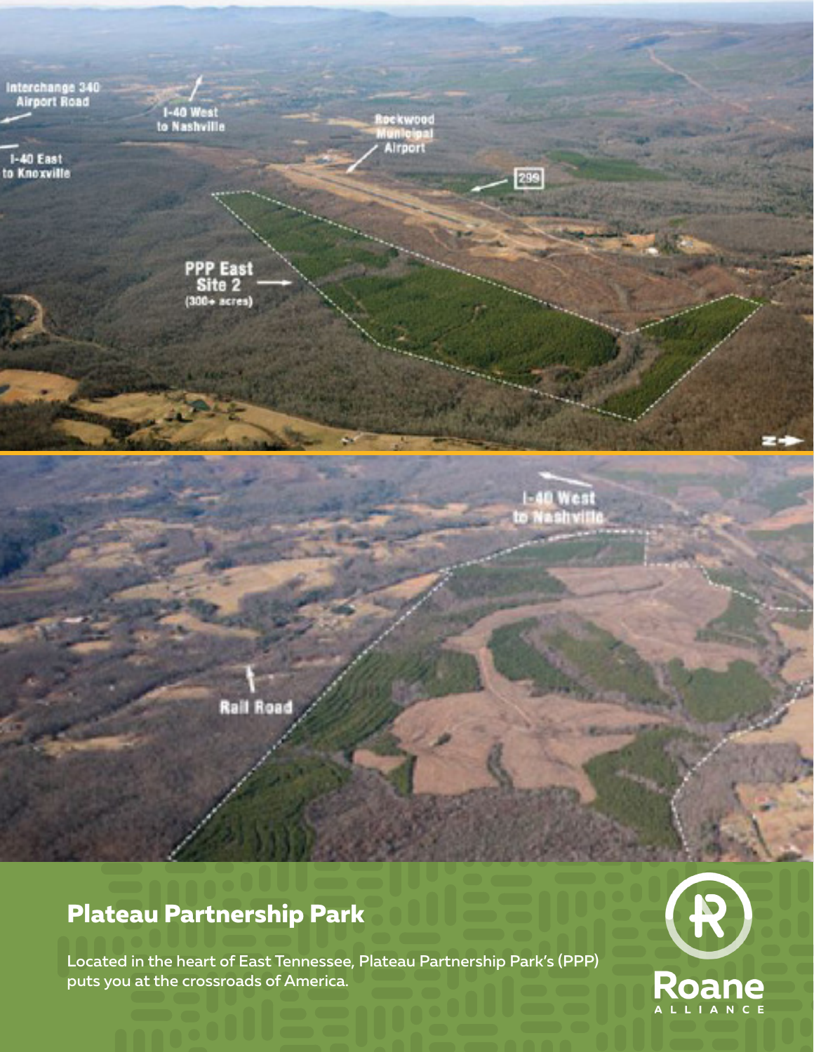Interchange 340 Airport Road

I-40 West to Nashville

I-40 East to Knoxville

Rockwood Municipal Airport

299

PPP East Site 2 (300+ acres)

I-40 West to Nashville

Rail Road

## Plateau Partnership Park

Located in the heart of East Tennessee, Plateau Partnership Park's (PPP) puts you at the crossroads of America.

Roane ALLIANCE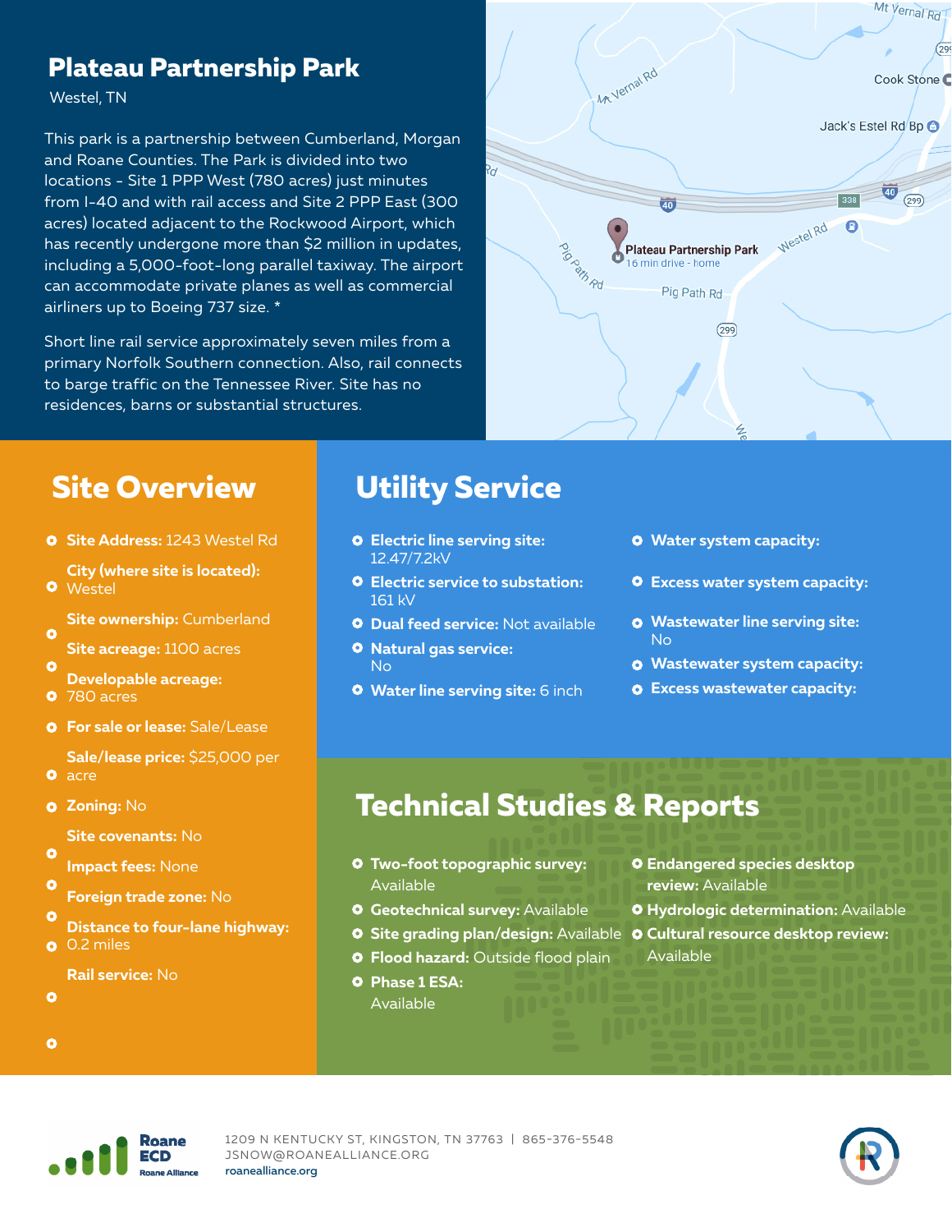# Plateau Partnership Park

Westel, TN

This park is a partnership between Cumberland, Morgan and Roane Counties. The Park is divided into two locations - Site 1 PPP West (780 acres) just minutes from I-40 and with rail access and Site 2 PPP East (300 acres) located adjacent to the Rockwood Airport, which has recently undergone more than $2 million in updates, including a 5,000-foot-long parallel taxiway. The airport can accommodate private planes as well as commercial airliners up to Boeing 737 size. *

Short line rail service approximately seven miles from a primary Norfolk Southern connection. Also, rail connects to barge traffic on the Tennessee River. Site has no residences, barns or substantial structures.

## Site Overview

- **Site Address:** 1243 Westel Rd
- **City (where site is located):** Westel
- **Site ownership:** Cumberland
- **Site acreage:** 1100 acres
- **Developable acreage:** 780 acres
- **For sale or lease:** Sale/Lease
- **Sale/lease price:** $25,000 per acre
- **Zoning:** No
- **Site covenants:** No
- **Impact fees:** None
- **Foreign trade zone:** No
- **Distance to four-lane highway:** 0.2 miles
- **Rail service:** No

## Utility Service

- **Electric line serving site:** 12.47/7.2kV
- **Electric service to substation:** 161 kV
- **Dual feed service:** Not available
- **Natural gas service:** No
- **Water line serving site:** 6 inch
- **Water system capacity:**
- **Excess water system capacity:**
- **Wastewater line serving site:** No
- **Wastewater system capacity:**
- **Excess wastewater capacity:**

## Technical Studies & Reports

- **Two-foot topographic survey:** Available
- **Geotechnical survey:** Available
- **Site grading plan/design:** Available
- **Flood hazard:** Outside flood plain
- **Phase 1 ESA:** Available
- **Endangered species desktop review:** Available
- **Hydrologic determination:** Available
- **Cultural resource desktop review:** Available

Roane ECD
Roane Alliance

1209 N KENTUCKY ST, KINGSTON, TN 37763 | 865-376-5548
JSNOW@ROANEALLIANCE.ORG
roanealliance.org